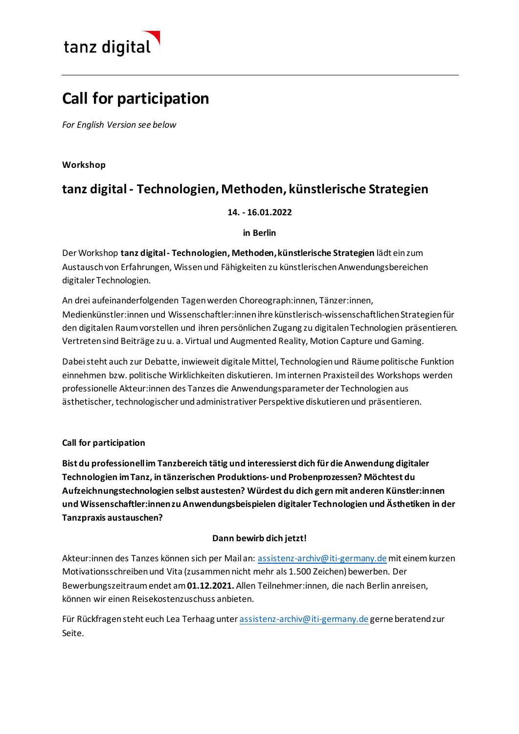tanz digital

# Call for participation

*For English Version see below*

**Workshop**

## tanz digital - Technologien, Methoden, künstlerische Strategien

**14. - 16.01.2022**

**in Berlin**

Der Workshop **tanz digital - Technologien, Methoden, künstlerische Strategien** lädt ein zum Austausch von Erfahrungen, Wissen und Fähigkeiten zu künstlerischen Anwendungsbereichen digitaler Technologien.

An drei aufeinanderfolgenden Tagen werden Choreograph:innen, Tänzer:innen, Medienkünstler:innen und Wissenschaftler:innen ihre künstlerisch-wissenschaftlichen Strategien für den digitalen Raum vorstellen und ihren persönlichen Zugang zu digitalen Technologien präsentieren. Vertreten sind Beiträge zu u. a. Virtual und Augmented Reality, Motion Capture und Gaming.

Dabei steht auch zur Debatte, inwieweit digitale Mittel, Technologien und Räume politische Funktion einnehmen bzw. politische Wirklichkeiten diskutieren. Im internen Praxisteil des Workshops werden professionelle Akteur:innen des Tanzes die Anwendungsparameter der Technologien aus ästhetischer, technologischer und administrativer Perspektive diskutieren und präsentieren.

**Call for participation**

**Bist du professionell im Tanzbereich tätig und interessierst dich für die Anwendung digitaler Technologien im Tanz, in tänzerischen Produktions- und Probenprozessen? Möchtest du Aufzeichnungstechnologien selbst austesten? Würdest du dich gern mit anderen Künstler:innen und Wissenschaftler:innen zu Anwendungsbeispielen digitaler Technologien und Ästhetiken in der Tanzpraxis austauschen?**

**Dann bewirb dich jetzt!**

Akteur:innen des Tanzes können sich per Mail an: assistenz-archiv@iti-germany.de mit einem kurzen Motivationsschreiben und Vita (zusammen nicht mehr als 1.500 Zeichen) bewerben. Der Bewerbungszeitraum endet am **01.12.2021.** Allen Teilnehmer:innen, die nach Berlin anreisen, können wir einen Reisekostenzuschuss anbieten.

Für Rückfragen steht euch Lea Terhaag unter assistenz-archiv@iti-germany.de gerne beratend zur Seite.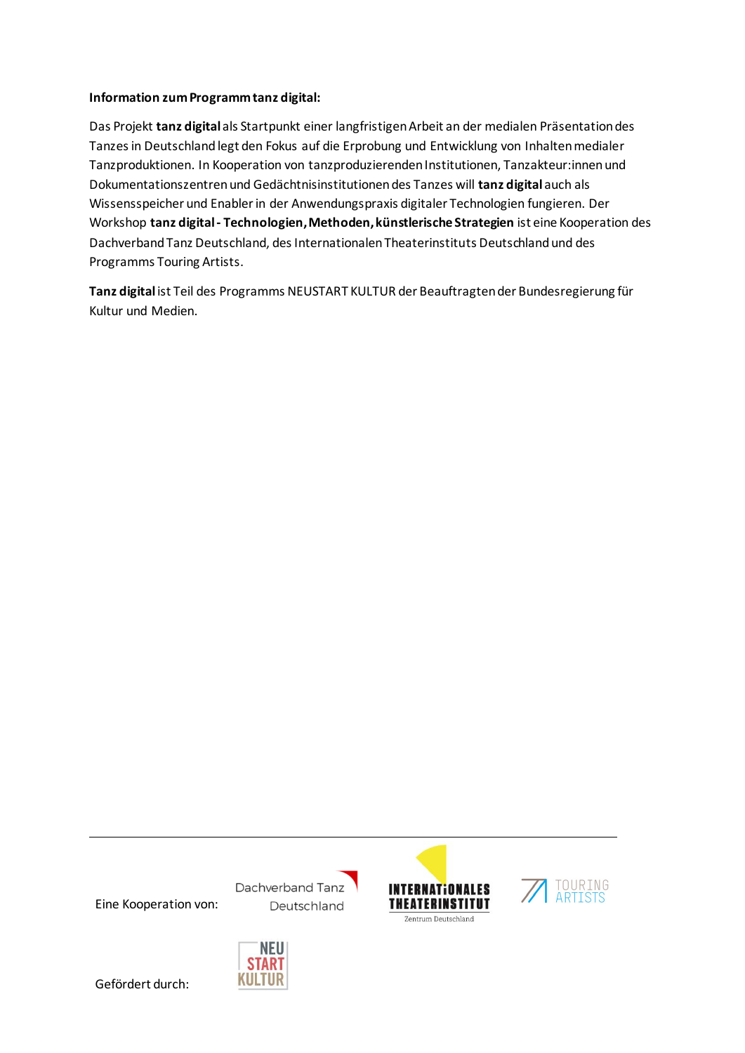**Information zum Programm tanz digital:**

Das Projekt **tanz digital** als Startpunkt einer langfristigen Arbeit an der medialen Präsentation des Tanzes in Deutschland legt den Fokus auf die Erprobung und Entwicklung von Inhalten medialer Tanzproduktionen. In Kooperation von tanzproduzierenden Institutionen, Tanzakteur:innen und Dokumentationszentren und Gedächtnisinstitutionen des Tanzes will **tanz digital** auch als Wissensspeicher und Enabler in der Anwendungspraxis digitaler Technologien fungieren. Der Workshop **tanz digital - Technologien, Methoden, künstlerische Strategien** ist eine Kooperation des Dachverband Tanz Deutschland, des Internationalen Theaterinstituts Deutschland und des Programms Touring Artists.

**Tanz digital** ist Teil des Programms NEUSTART KULTUR der Beauftragten der Bundesregierung für Kultur und Medien.

---

Eine Kooperation von: Dachverband Tanz Deutschland, Internationales Theaterinstitut Zentrum Deutschland, Touring Artists

Gefördert durch: Neustart Kultur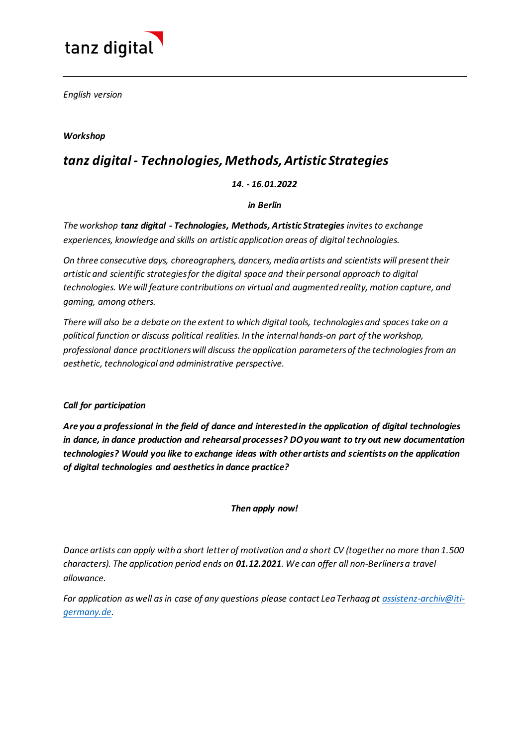tanz digital

*English version*

***Workshop***

# *tanz digital - Technologies, Methods, Artistic Strategies*

***14. - 16.01.2022***

***in Berlin***

*The workshop **tanz digital - Technologies, Methods, Artistic Strategies** invites to exchange experiences, knowledge and skills on artistic application areas of digital technologies.*

*On three consecutive days, choreographers, dancers, media artists and scientists will present their artistic and scientific strategies for the digital space and their personal approach to digital technologies. We will feature contributions on virtual and augmented reality, motion capture, and gaming, among others.*

*There will also be a debate on the extent to which digital tools, technologies and spaces take on a political function or discuss political realities. In the internal hands-on part of the workshop, professional dance practitioners will discuss the application parameters of the technologies from an aesthetic, technological and administrative perspective.*

***Call for participation***

***Are you a professional in the field of dance and interested in the application of digital technologies in dance, in dance production and rehearsal processes? DO you want to try out new documentation technologies? Would you like to exchange ideas with other artists and scientists on the application of digital technologies and aesthetics in dance practice?***

***Then apply now!***

*Dance artists can apply with a short letter of motivation and a short CV (together no more than 1.500 characters). The application period ends on **01.12.2021**. We can offer all non-Berliners a travel allowance.*

*For application as well as in case of any questions please contact Lea Terhaag at [assistenz-archiv@iti-germany.de](mailto:assistenz-archiv@iti-germany.de).*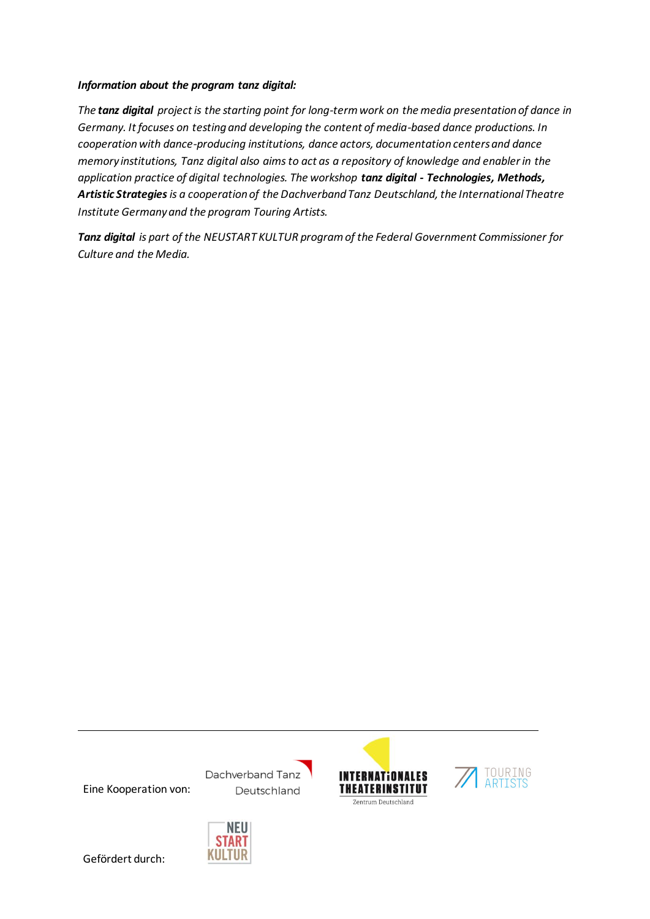***Information about the program tanz digital:***

*The* ***tanz digital*** *project is the starting point for long-term work on the media presentation of dance in Germany. It focuses on testing and developing the content of media-based dance productions. In cooperation with dance-producing institutions, dance actors, documentation centers and dance memory institutions, Tanz digital also aims to act as a repository of knowledge and enabler in the application practice of digital technologies. The workshop* ***tanz digital - Technologies, Methods, Artistic Strategies*** *is a cooperation of the Dachverband Tanz Deutschland, the International Theatre Institute Germany and the program Touring Artists.*

***Tanz digital*** *is part of the NEUSTART KULTUR program of the Federal Government Commissioner for Culture and the Media.*

---

Eine Kooperation von: Dachverband Tanz Deutschland, INTERNATIONALES THEATERINSTITUT Zentrum Deutschland, TOURING ARTISTS

Gefördert durch: NEU START KULTUR